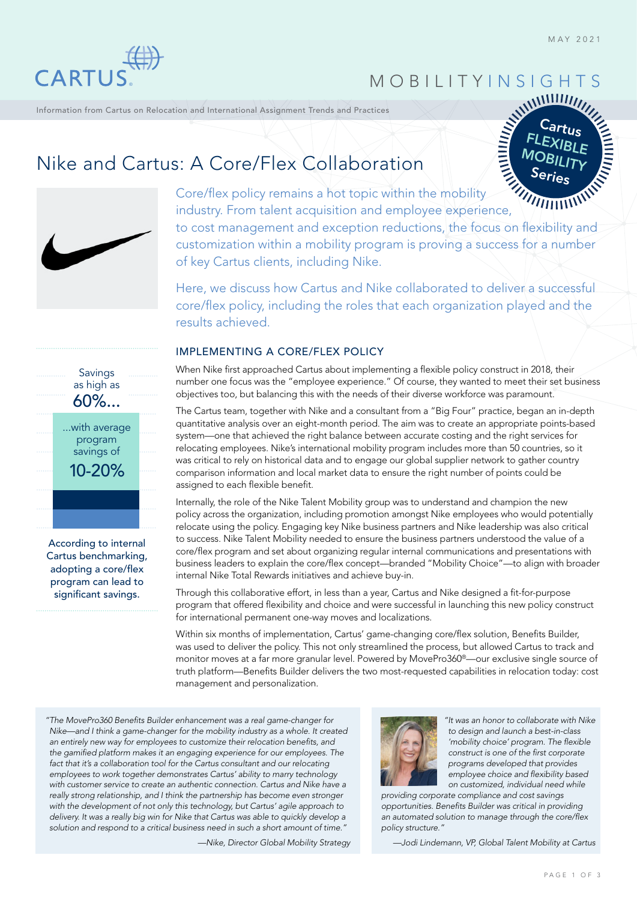MAY 2021

# MOBILITYINSIGHTS

Information from Cartus on Relocation and International Assignment Trends and Practices

Cartus FLEXIBLE MOBILITY Series

# Nike and Cartus: A Core/Flex Collaboration

Core/flex policy remains a hot topic within the mobility industry. From talent acquisition and employee experience, to cost management and exception reductions, the focus on flexibility and customization within a mobility program is proving a success for a number of key Cartus clients, including Nike.

Here, we discuss how Cartus and Nike collaborated to deliver a successful core/flex policy, including the roles that each organization played and the results achieved.

Savings as high as **60%...**

...with average program savings of **10-20%**

According to internal Cartus benchmarking, adopting a core/flex program can lead to significant savings.

## IMPLEMENTING A CORE/FLEX POLICY

When Nike first approached Cartus about implementing a flexible policy construct in 2018, their number one focus was the "employee experience." Of course, they wanted to meet their set business objectives too, but balancing this with the needs of their diverse workforce was paramount.

The Cartus team, together with Nike and a consultant from a "Big Four" practice, began an in-depth quantitative analysis over an eight-month period. The aim was to create an appropriate points-based system—one that achieved the right balance between accurate costing and the right services for relocating employees. Nike's international mobility program includes more than 50 countries, so it was critical to rely on historical data and to engage our global supplier network to gather country comparison information and local market data to ensure the right number of points could be assigned to each flexible benefit.

Internally, the role of the Nike Talent Mobility group was to understand and champion the new policy across the organization, including promotion amongst Nike employees who would potentially relocate using the policy. Engaging key Nike business partners and Nike leadership was also critical to success. Nike Talent Mobility needed to ensure the business partners understood the value of a core/flex program and set about organizing regular internal communications and presentations with business leaders to explain the core/flex concept—branded "Mobility Choice"—to align with broader internal Nike Total Rewards initiatives and achieve buy-in.

Through this collaborative effort, in less than a year, Cartus and Nike designed a fit-for-purpose program that offered flexibility and choice and were successful in launching this new policy construct for international permanent one-way moves and localizations.

Within six months of implementation, Cartus' game-changing core/flex solution, Benefits Builder, was used to deliver the policy. This not only streamlined the process, but allowed Cartus to track and monitor moves at a far more granular level. Powered by MovePro360®—our exclusive single source of truth platform—Benefits Builder delivers the two most-requested capabilities in relocation today: cost management and personalization.

> *"The MovePro360 Benefits Builder enhancement was a real game-changer for Nike—and I think a game-changer for the mobility industry as a whole. It created an entirely new way for employees to customize their relocation benefits, and the gamified platform makes it an engaging experience for our employees. The fact that it's a collaboration tool for the Cartus consultant and our relocating employees to work together demonstrates Cartus' ability to marry technology with customer service to create an authentic connection. Cartus and Nike have a really strong relationship, and I think the partnership has become even stronger with the development of not only this technology, but Cartus' agile approach to delivery. It was a really big win for Nike that Cartus was able to quickly develop a solution and respond to a critical business need in such a short amount of time."*
>
> *—Nike, Director Global Mobility Strategy*

> *"It was an honor to collaborate with Nike to design and launch a best-in-class 'mobility choice' program. The flexible construct is one of the first corporate programs developed that provides employee choice and flexibility based on customized, individual need while providing corporate compliance and cost savings opportunities. Benefits Builder was critical in providing an automated solution to manage through the core/flex policy structure."*
>
> *—Jodi Lindemann, VP, Global Talent Mobility at Cartus*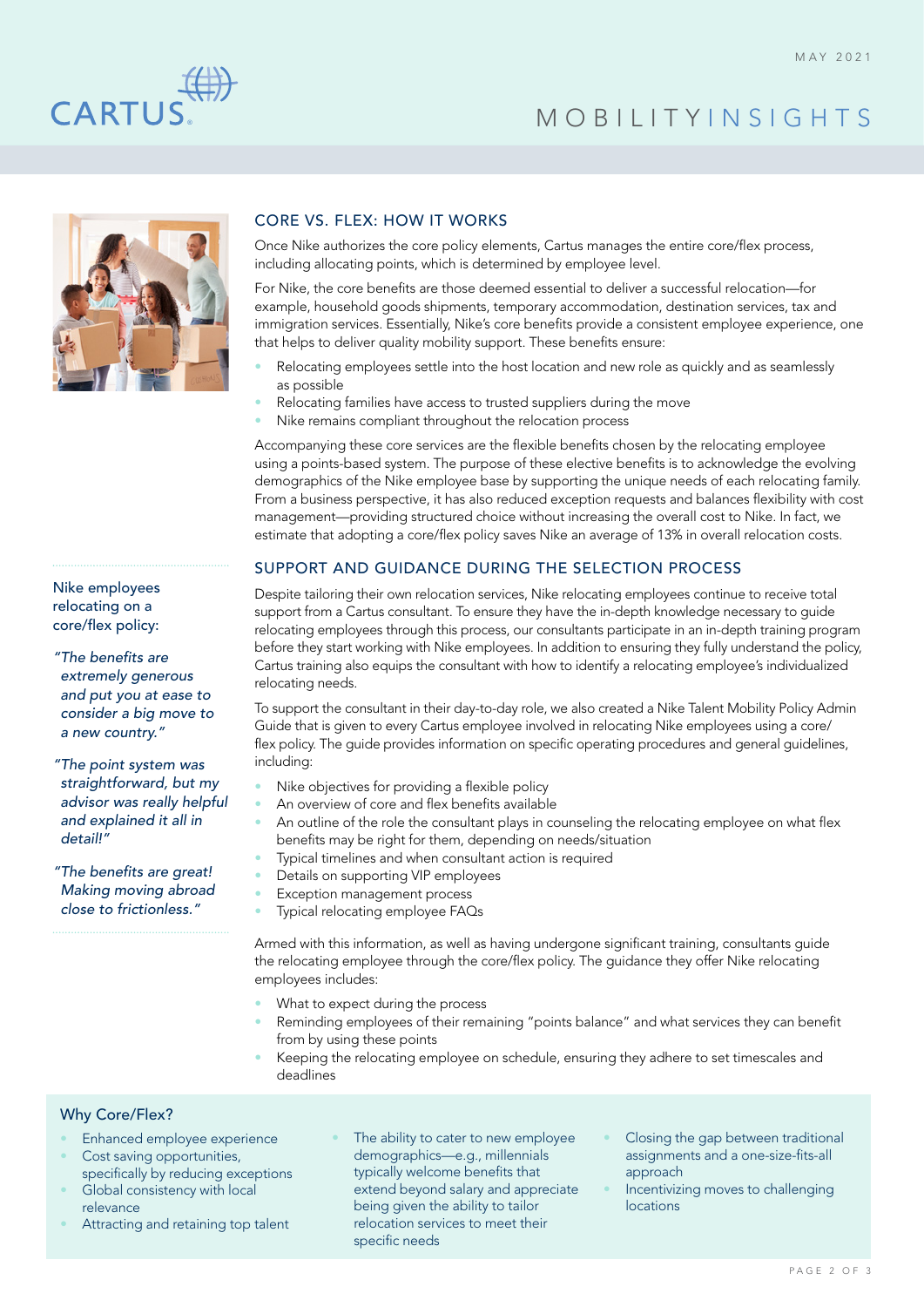## CORE VS. FLEX: HOW IT WORKS

Once Nike authorizes the core policy elements, Cartus manages the entire core/flex process, including allocating points, which is determined by employee level.

For Nike, the core benefits are those deemed essential to deliver a successful relocation—for example, household goods shipments, temporary accommodation, destination services, tax and immigration services. Essentially, Nike's core benefits provide a consistent employee experience, one that helps to deliver quality mobility support. These benefits ensure:

- Relocating employees settle into the host location and new role as quickly and as seamlessly as possible
- Relocating families have access to trusted suppliers during the move
- Nike remains compliant throughout the relocation process

Accompanying these core services are the flexible benefits chosen by the relocating employee using a points-based system. The purpose of these elective benefits is to acknowledge the evolving demographics of the Nike employee base by supporting the unique needs of each relocating family. From a business perspective, it has also reduced exception requests and balances flexibility with cost management—providing structured choice without increasing the overall cost to Nike. In fact, we estimate that adopting a core/flex policy saves Nike an average of 13% in overall relocation costs.

Nike employees relocating on a core/flex policy:

*"The benefits are extremely generous and put you at ease to consider a big move to a new country."*

*"The point system was straightforward, but my advisor was really helpful and explained it all in detail!"*

*"The benefits are great! Making moving abroad close to frictionless."*

## SUPPORT AND GUIDANCE DURING THE SELECTION PROCESS

Despite tailoring their own relocation services, Nike relocating employees continue to receive total support from a Cartus consultant. To ensure they have the in-depth knowledge necessary to guide relocating employees through this process, our consultants participate in an in-depth training program before they start working with Nike employees. In addition to ensuring they fully understand the policy, Cartus training also equips the consultant with how to identify a relocating employee's individualized relocating needs.

To support the consultant in their day-to-day role, we also created a Nike Talent Mobility Policy Admin Guide that is given to every Cartus employee involved in relocating Nike employees using a core/flex policy. The guide provides information on specific operating procedures and general guidelines, including:

- Nike objectives for providing a flexible policy
- An overview of core and flex benefits available
- An outline of the role the consultant plays in counseling the relocating employee on what flex benefits may be right for them, depending on needs/situation
- Typical timelines and when consultant action is required
- Details on supporting VIP employees
- Exception management process
- Typical relocating employee FAQs

Armed with this information, as well as having undergone significant training, consultants guide the relocating employee through the core/flex policy. The guidance they offer Nike relocating employees includes:

- What to expect during the process
- Reminding employees of their remaining "points balance" and what services they can benefit from by using these points
- Keeping the relocating employee on schedule, ensuring they adhere to set timescales and deadlines

### Why Core/Flex?

- Enhanced employee experience
- Cost saving opportunities, specifically by reducing exceptions
- Global consistency with local relevance
- Attracting and retaining top talent
- The ability to cater to new employee demographics—e.g., millennials typically welcome benefits that extend beyond salary and appreciate being given the ability to tailor relocation services to meet their specific needs
- Closing the gap between traditional assignments and a one-size-fits-all approach
- Incentivizing moves to challenging locations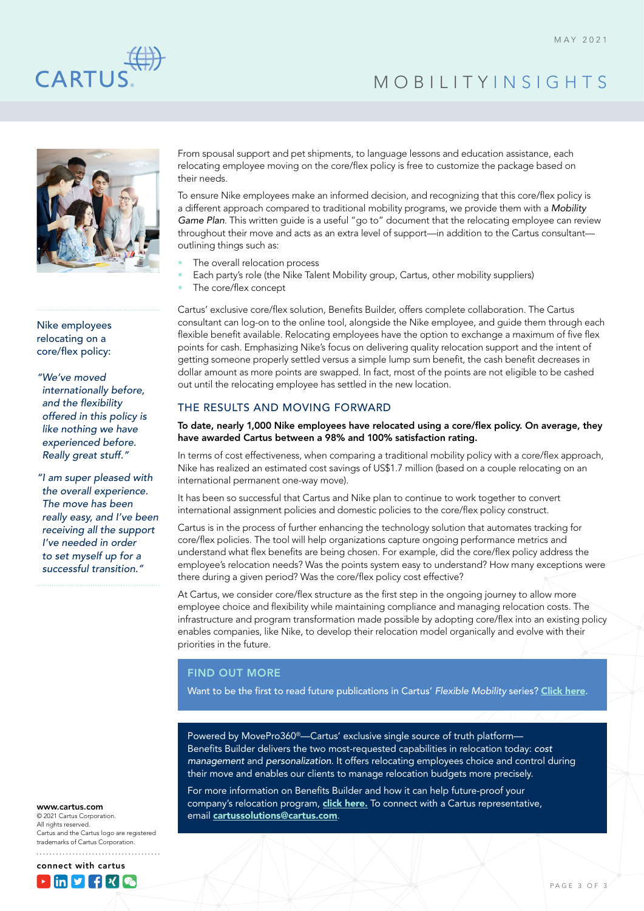From spousal support and pet shipments, to language lessons and education assistance, each relocating employee moving on the core/flex policy is free to customize the package based on their needs.

To ensure Nike employees make an informed decision, and recognizing that this core/flex policy is a different approach compared to traditional mobility programs, we provide them with a *Mobility Game Plan*. This written guide is a useful "go to" document that the relocating employee can review throughout their move and acts as an extra level of support—in addition to the Cartus consultant—outlining things such as:

- The overall relocation process
- Each party's role (the Nike Talent Mobility group, Cartus, other mobility suppliers)
- The core/flex concept

Cartus' exclusive core/flex solution, Benefits Builder, offers complete collaboration. The Cartus consultant can log-on to the online tool, alongside the Nike employee, and guide them through each flexible benefit available. Relocating employees have the option to exchange a maximum of five flex points for cash. Emphasizing Nike's focus on delivering quality relocation support and the intent of getting someone properly settled versus a simple lump sum benefit, the cash benefit decreases in dollar amount as more points are swapped. In fact, most of the points are not eligible to be cashed out until the relocating employee has settled in the new location.

Nike employees relocating on a core/flex policy:

*"We've moved internationally before, and the flexibility offered in this policy is like nothing we have experienced before. Really great stuff."*

*"I am super pleased with the overall experience. The move has been really easy, and I've been receiving all the support I've needed in order to set myself up for a successful transition."*

## THE RESULTS AND MOVING FORWARD

**To date, nearly 1,000 Nike employees have relocated using a core/flex policy. On average, they have awarded Cartus between a 98% and 100% satisfaction rating.**

In terms of cost effectiveness, when comparing a traditional mobility policy with a core/flex approach, Nike has realized an estimated cost savings of US$1.7 million (based on a couple relocating on an international permanent one-way move).

It has been so successful that Cartus and Nike plan to continue to work together to convert international assignment policies and domestic policies to the core/flex policy construct.

Cartus is in the process of further enhancing the technology solution that automates tracking for core/flex policies. The tool will help organizations capture ongoing performance metrics and understand what flex benefits are being chosen. For example, did the core/flex policy address the employee's relocation needs? Was the points system easy to understand? How many exceptions were there during a given period? Was the core/flex policy cost effective?

At Cartus, we consider core/flex structure as the first step in the ongoing journey to allow more employee choice and flexibility while maintaining compliance and managing relocation costs. The infrastructure and program transformation made possible by adopting core/flex into an existing policy enables companies, like Nike, to develop their relocation model organically and evolve with their priorities in the future.

## FIND OUT MORE

Want to be the first to read future publications in Cartus' *Flexible Mobility* series? **Click here**.

Powered by MovePro360®—Cartus' exclusive single source of truth platform—Benefits Builder delivers the two most-requested capabilities in relocation today: *cost management* and *personalization*. It offers relocating employees choice and control during their move and enables our clients to manage relocation budgets more precisely.

For more information on Benefits Builder and how it can help future-proof your company's relocation program, **click here.** To connect with a Cartus representative, email **cartussolutions@cartus.com**.

**www.cartus.com**
© 2021 Cartus Corporation.
All rights reserved.
Cartus and the Cartus logo are registered trademarks of Cartus Corporation.

connect with cartus